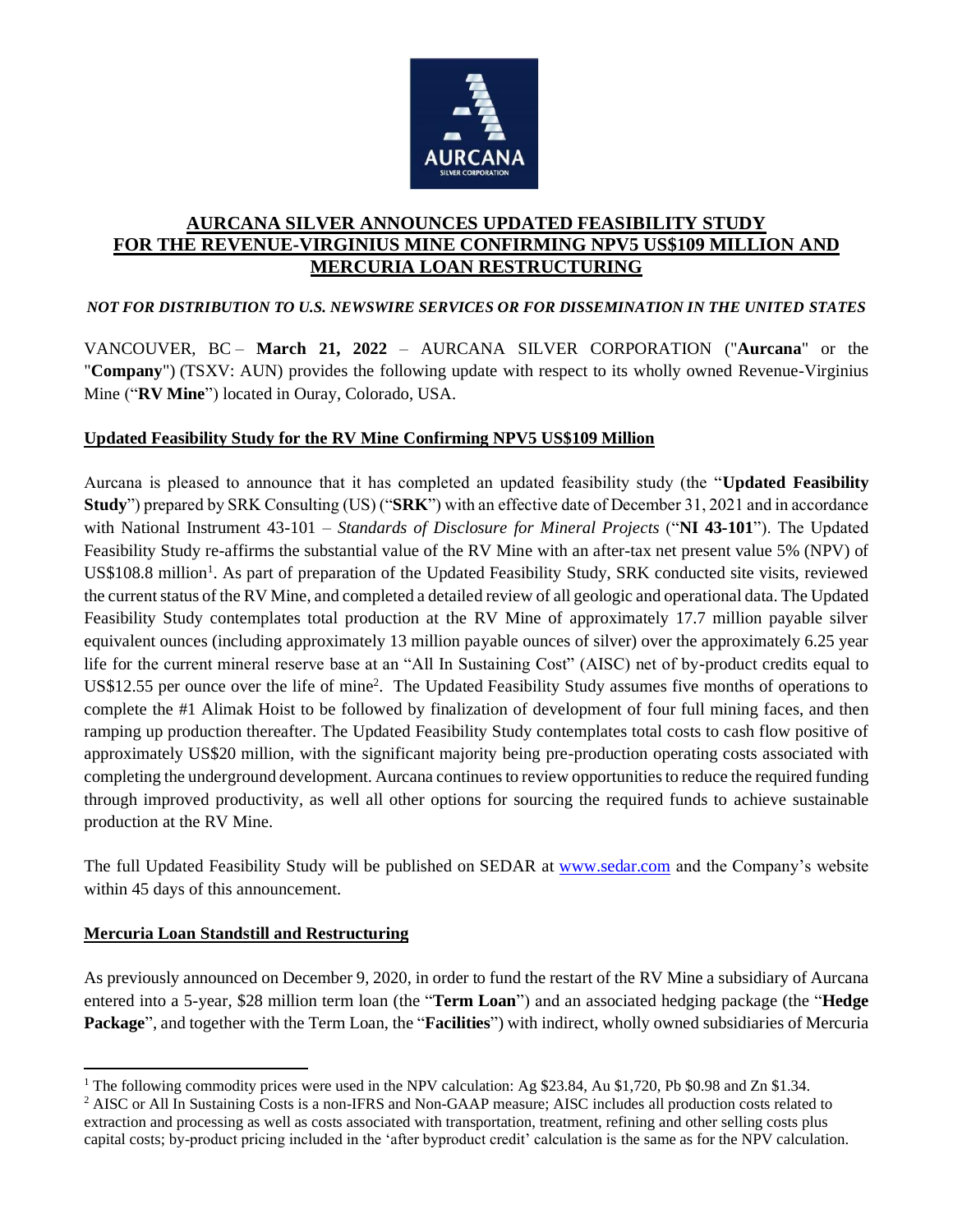# AURCANA SILVER ANNOUNCES UPDATED FEASIBILITY STUDY FOR THE REVENUE-VIRGINIUS MINE CONFIRMING NPV5 US$109 MILLION AND MERCURIA LOAN RESTRUCTURING

*NOT FOR DISTRIBUTION TO U.S. NEWSWIRE SERVICES OR FOR DISSEMINATION IN THE UNITED STATES*

VANCOUVER, BC – **March 21, 2022** – AURCANA SILVER CORPORATION ("**Aurcana**" or the "**Company**") (TSXV: AUN) provides the following update with respect to its wholly owned Revenue-Virginius Mine ("**RV Mine**") located in Ouray, Colorado, USA.

## Updated Feasibility Study for the RV Mine Confirming NPV5 US$109 Million

Aurcana is pleased to announce that it has completed an updated feasibility study (the "**Updated Feasibility Study**") prepared by SRK Consulting (US) ("**SRK**") with an effective date of December 31, 2021 and in accordance with National Instrument 43-101 – *Standards of Disclosure for Mineral Projects* ("**NI 43-101**"). The Updated Feasibility Study re-affirms the substantial value of the RV Mine with an after-tax net present value 5% (NPV) of US$108.8 million[1]. As part of preparation of the Updated Feasibility Study, SRK conducted site visits, reviewed the current status of the RV Mine, and completed a detailed review of all geologic and operational data. The Updated Feasibility Study contemplates total production at the RV Mine of approximately 17.7 million payable silver equivalent ounces (including approximately 13 million payable ounces of silver) over the approximately 6.25 year life for the current mineral reserve base at an "All In Sustaining Cost" (AISC) net of by-product credits equal to US$12.55 per ounce over the life of mine[2]. The Updated Feasibility Study assumes five months of operations to complete the #1 Alimak Hoist to be followed by finalization of development of four full mining faces, and then ramping up production thereafter. The Updated Feasibility Study contemplates total costs to cash flow positive of approximately US$20 million, with the significant majority being pre-production operating costs associated with completing the underground development. Aurcana continues to review opportunities to reduce the required funding through improved productivity, as well all other options for sourcing the required funds to achieve sustainable production at the RV Mine.

The full Updated Feasibility Study will be published on SEDAR at www.sedar.com and the Company's website within 45 days of this announcement.

## Mercuria Loan Standstill and Restructuring

As previously announced on December 9, 2020, in order to fund the restart of the RV Mine a subsidiary of Aurcana entered into a 5-year, $28 million term loan (the "**Term Loan**") and an associated hedging package (the "**Hedge Package**", and together with the Term Loan, the "**Facilities**") with indirect, wholly owned subsidiaries of Mercuria

[1] The following commodity prices were used in the NPV calculation: Ag $23.84, Au $1,720, Pb $0.98 and Zn $1.34.

[2] AISC or All In Sustaining Costs is a non-IFRS and Non-GAAP measure; AISC includes all production costs related to extraction and processing as well as costs associated with transportation, treatment, refining and other selling costs plus capital costs; by-product pricing included in the 'after byproduct credit' calculation is the same as for the NPV calculation.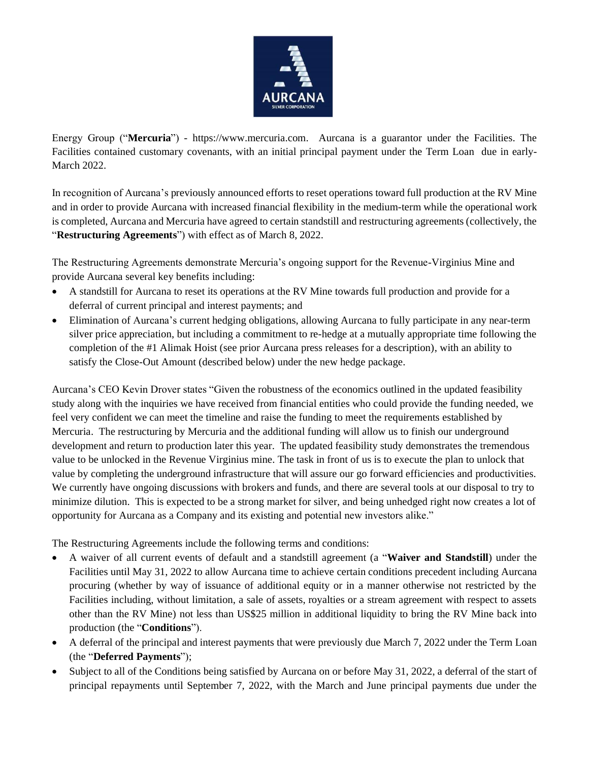Energy Group ("**Mercuria**") - https://www.mercuria.com. Aurcana is a guarantor under the Facilities. The Facilities contained customary covenants, with an initial principal payment under the Term Loan due in early-March 2022.

In recognition of Aurcana's previously announced efforts to reset operations toward full production at the RV Mine and in order to provide Aurcana with increased financial flexibility in the medium-term while the operational work is completed, Aurcana and Mercuria have agreed to certain standstill and restructuring agreements (collectively, the "**Restructuring Agreements**") with effect as of March 8, 2022.

The Restructuring Agreements demonstrate Mercuria's ongoing support for the Revenue-Virginius Mine and provide Aurcana several key benefits including:

- A standstill for Aurcana to reset its operations at the RV Mine towards full production and provide for a deferral of current principal and interest payments; and
- Elimination of Aurcana's current hedging obligations, allowing Aurcana to fully participate in any near-term silver price appreciation, but including a commitment to re-hedge at a mutually appropriate time following the completion of the #1 Alimak Hoist (see prior Aurcana press releases for a description), with an ability to satisfy the Close-Out Amount (described below) under the new hedge package.

Aurcana's CEO Kevin Drover states "Given the robustness of the economics outlined in the updated feasibility study along with the inquiries we have received from financial entities who could provide the funding needed, we feel very confident we can meet the timeline and raise the funding to meet the requirements established by Mercuria. The restructuring by Mercuria and the additional funding will allow us to finish our underground development and return to production later this year. The updated feasibility study demonstrates the tremendous value to be unlocked in the Revenue Virginius mine. The task in front of us is to execute the plan to unlock that value by completing the underground infrastructure that will assure our go forward efficiencies and productivities. We currently have ongoing discussions with brokers and funds, and there are several tools at our disposal to try to minimize dilution. This is expected to be a strong market for silver, and being unhedged right now creates a lot of opportunity for Aurcana as a Company and its existing and potential new investors alike."

The Restructuring Agreements include the following terms and conditions:

- A waiver of all current events of default and a standstill agreement (a "**Waiver and Standstill**) under the Facilities until May 31, 2022 to allow Aurcana time to achieve certain conditions precedent including Aurcana procuring (whether by way of issuance of additional equity or in a manner otherwise not restricted by the Facilities including, without limitation, a sale of assets, royalties or a stream agreement with respect to assets other than the RV Mine) not less than US$25 million in additional liquidity to bring the RV Mine back into production (the "**Conditions**").
- A deferral of the principal and interest payments that were previously due March 7, 2022 under the Term Loan (the "**Deferred Payments**");
- Subject to all of the Conditions being satisfied by Aurcana on or before May 31, 2022, a deferral of the start of principal repayments until September 7, 2022, with the March and June principal payments due under the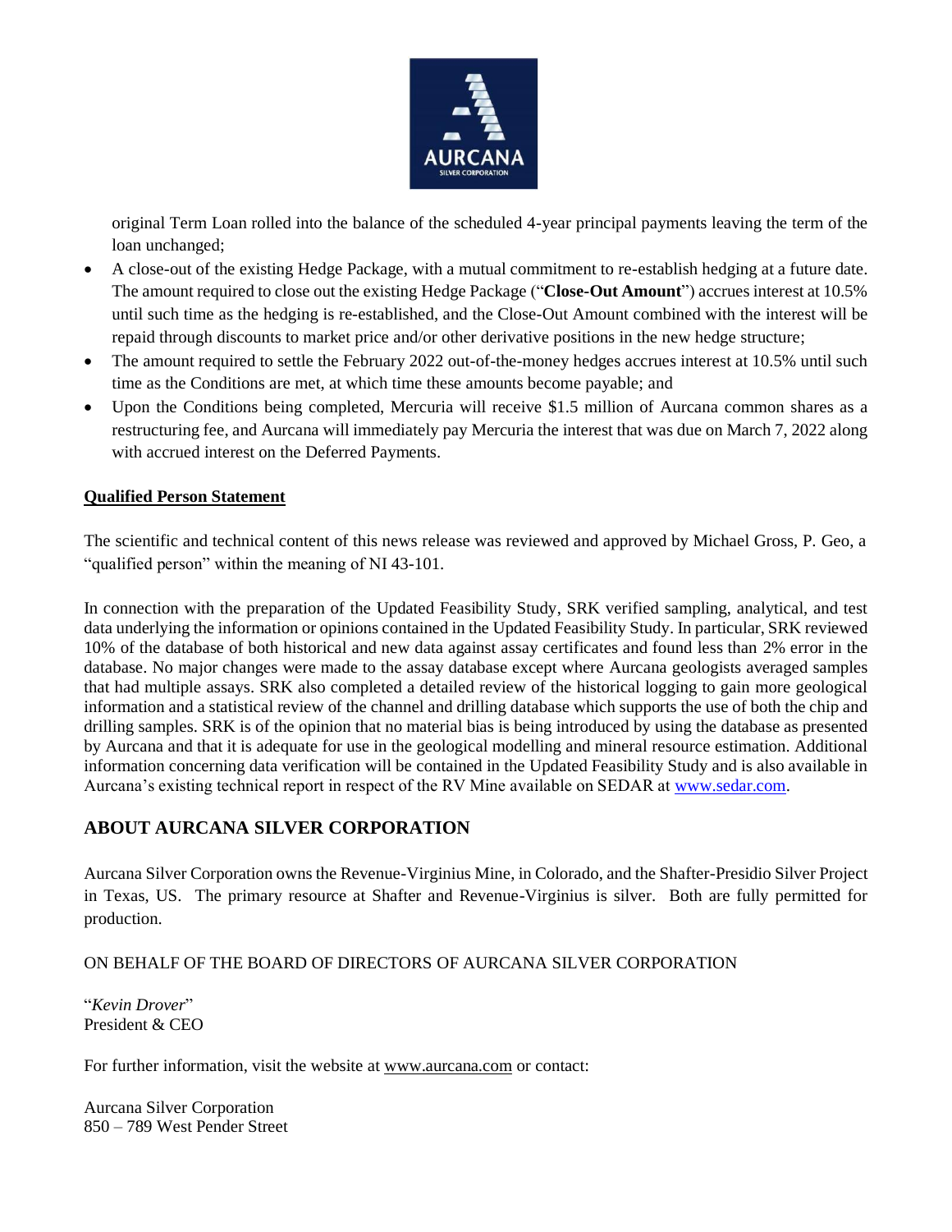original Term Loan rolled into the balance of the scheduled 4-year principal payments leaving the term of the loan unchanged;

- A close-out of the existing Hedge Package, with a mutual commitment to re-establish hedging at a future date. The amount required to close out the existing Hedge Package ("**Close-Out Amount**") accrues interest at 10.5% until such time as the hedging is re-established, and the Close-Out Amount combined with the interest will be repaid through discounts to market price and/or other derivative positions in the new hedge structure;
- The amount required to settle the February 2022 out-of-the-money hedges accrues interest at 10.5% until such time as the Conditions are met, at which time these amounts become payable; and
- Upon the Conditions being completed, Mercuria will receive $1.5 million of Aurcana common shares as a restructuring fee, and Aurcana will immediately pay Mercuria the interest that was due on March 7, 2022 along with accrued interest on the Deferred Payments.

**Qualified Person Statement**

The scientific and technical content of this news release was reviewed and approved by Michael Gross, P. Geo, a "qualified person" within the meaning of NI 43-101.

In connection with the preparation of the Updated Feasibility Study, SRK verified sampling, analytical, and test data underlying the information or opinions contained in the Updated Feasibility Study. In particular, SRK reviewed 10% of the database of both historical and new data against assay certificates and found less than 2% error in the database. No major changes were made to the assay database except where Aurcana geologists averaged samples that had multiple assays. SRK also completed a detailed review of the historical logging to gain more geological information and a statistical review of the channel and drilling database which supports the use of both the chip and drilling samples. SRK is of the opinion that no material bias is being introduced by using the database as presented by Aurcana and that it is adequate for use in the geological modelling and mineral resource estimation. Additional information concerning data verification will be contained in the Updated Feasibility Study and is also available in Aurcana's existing technical report in respect of the RV Mine available on SEDAR at www.sedar.com.

## ABOUT AURCANA SILVER CORPORATION

Aurcana Silver Corporation owns the Revenue-Virginius Mine, in Colorado, and the Shafter-Presidio Silver Project in Texas, US. The primary resource at Shafter and Revenue-Virginius is silver. Both are fully permitted for production.

ON BEHALF OF THE BOARD OF DIRECTORS OF AURCANA SILVER CORPORATION

"*Kevin Drover*"
President & CEO

For further information, visit the website at www.aurcana.com or contact:

Aurcana Silver Corporation
850 – 789 West Pender Street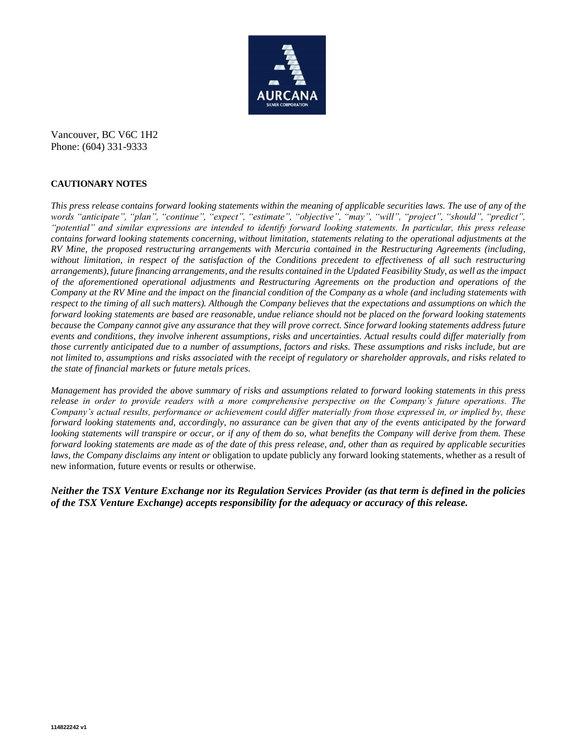Vancouver, BC V6C 1H2
Phone: (604) 331-9333

**CAUTIONARY NOTES**

*This press release contains forward looking statements within the meaning of applicable securities laws. The use of any of the words "anticipate", "plan", "continue", "expect", "estimate", "objective", "may", "will", "project", "should", "predict", "potential" and similar expressions are intended to identify forward looking statements. In particular, this press release contains forward looking statements concerning, without limitation, statements relating to the operational adjustments at the RV Mine, the proposed restructuring arrangements with Mercuria contained in the Restructuring Agreements (including, without limitation, in respect of the satisfaction of the Conditions precedent to effectiveness of all such restructuring arrangements), future financing arrangements, and the results contained in the Updated Feasibility Study, as well as the impact of the aforementioned operational adjustments and Restructuring Agreements on the production and operations of the Company at the RV Mine and the impact on the financial condition of the Company as a whole (and including statements with respect to the timing of all such matters). Although the Company believes that the expectations and assumptions on which the forward looking statements are based are reasonable, undue reliance should not be placed on the forward looking statements because the Company cannot give any assurance that they will prove correct. Since forward looking statements address future events and conditions, they involve inherent assumptions, risks and uncertainties. Actual results could differ materially from those currently anticipated due to a number of assumptions, factors and risks. These assumptions and risks include, but are not limited to, assumptions and risks associated with the receipt of regulatory or shareholder approvals, and risks related to the state of financial markets or future metals prices.*

*Management has provided the above summary of risks and assumptions related to forward looking statements in this press release in order to provide readers with a more comprehensive perspective on the Company's future operations. The Company's actual results, performance or achievement could differ materially from those expressed in, or implied by, these forward looking statements and, accordingly, no assurance can be given that any of the events anticipated by the forward looking statements will transpire or occur, or if any of them do so, what benefits the Company will derive from them. These forward looking statements are made as of the date of this press release, and, other than as required by applicable securities laws, the Company disclaims any intent or* obligation to update publicly any forward looking statements, whether as a result of new information, future events or results or otherwise.

***Neither the TSX Venture Exchange nor its Regulation Services Provider (as that term is defined in the policies of the TSX Venture Exchange) accepts responsibility for the adequacy or accuracy of this release.***